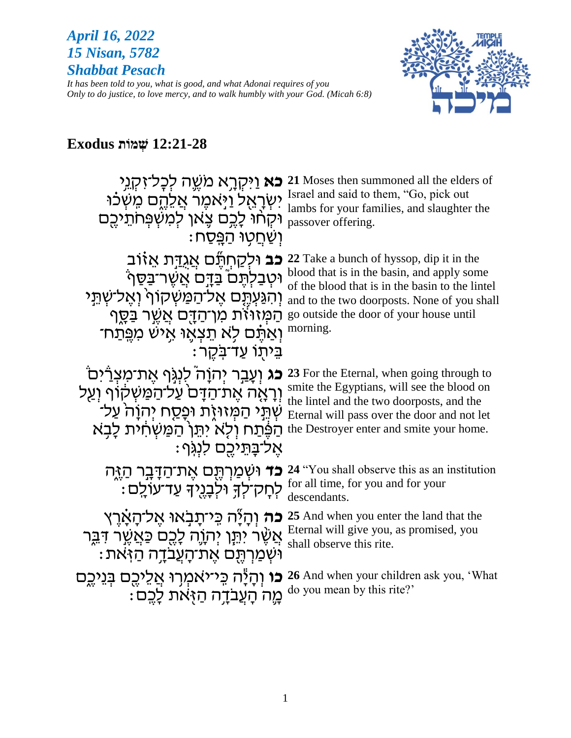***April 16, 2022***
***15 Nisan, 5782***
***Shabbat Pesach***

*It has been told to you, what is good, and what Adonai requires of you*
*Only to do justice, to love mercy, and to walk humbly with your God. (Micah 6:8)*

## Exodus שְׁמוֹת 12:21-28

| | |
|---|---|
| **כא** וַיִּקְרָ֥א מֹשֶׁ֛ה לְכָל־זִקְנֵ֥י יִשְׂרָאֵ֖ל וַיֹּ֣אמֶר אֲלֵהֶ֑ם מִֽשְׁכ֗וּ וּקְח֨וּ לָכֶ֥ם צֹ֛אן לְמִשְׁפְּחֹתֵיכֶ֖ם וְשַׁחֲט֥וּ הַפָּֽסַח׃ | **21** Moses then summoned all the elders of Israel and said to them, “Go, pick out lambs for your families, and slaughter the passover offering. |
| **כב** וּלְקַחְתֶּ֞ם אֲגֻדַּ֣ת אֵז֗וֹב וּטְבַלְתֶּם֮ בַּדָּ֣ם אֲשֶׁר־בַּסַּף֒ וְהִגַּעְתֶּ֤ם אֶל־הַמַּשְׁקוֹף֙ וְאֶל־שְׁתֵּ֣י הַמְּזוּזֹ֔ת מִן־הַדָּ֖ם אֲשֶׁ֣ר בַּסָּ֑ף וְאַתֶּ֗ם לֹ֥א תֵצְא֛וּ אִ֥ישׁ מִפֶּֽתַח־בֵּית֖וֹ עַד־בֹּֽקֶר׃ | **22** Take a bunch of hyssop, dip it in the blood that is in the basin, and apply some of the blood that is in the basin to the lintel and to the two doorposts. None of you shall go outside the door of your house until morning. |
| **כג** וְעָבַ֣ר יְהוָה֮ לִנְגֹּ֣ף אֶת־מִצְרַיִם֒ וְרָאָ֤ה אֶת־הַדָּם֙ עַל־הַמַּשְׁק֔וֹף וְעַ֖ל שְׁתֵּ֣י הַמְּזוּזֹ֑ת וּפָסַ֤ח יְהוָה֙ עַל־הַפֶּ֔תַח וְלֹ֤א יִתֵּן֙ הַמַּשְׁחִ֔ית לָבֹ֥א אֶל־בָּתֵּיכֶ֖ם לִנְגֹּֽף׃ | **23** For the Eternal, when going through to smite the Egyptians, will see the blood on the lintel and the two doorposts, and the Eternal will pass over the door and not let the Destroyer enter and smite your home. |
| **כד** וּשְׁמַרְתֶּ֖ם אֶת־הַדָּבָ֣ר הַזֶּ֑ה לְחָק־לְךָ֥ וּלְבָנֶ֖יךָ עַד־עוֹלָֽם׃ | **24** “You shall observe this as an institution for all time, for you and for your descendants. |
| **כה** וְהָיָ֞ה כִּֽי־תָבֹ֣אוּ אֶל־הָאָ֗רֶץ אֲשֶׁ֨ר יִתֵּ֧ן יְהוָ֛ה לָכֶ֖ם כַּאֲשֶׁ֣ר דִּבֵּ֑ר וּשְׁמַרְתֶּ֖ם אֶת־הָעֲבֹדָ֥ה הַזֹּֽאת׃ | **25** And when you enter the land that the Eternal will give you, as promised, you shall observe this rite. |
| **כו** וְהָיָ֕ה כִּֽי־יֹאמְר֥וּ אֲלֵיכֶ֖ם בְּנֵיכֶ֑ם מָ֛ה הָעֲבֹדָ֥ה הַזֹּ֖את לָכֶֽם׃ | **26** And when your children ask you, ‘What do you mean by this rite?’ |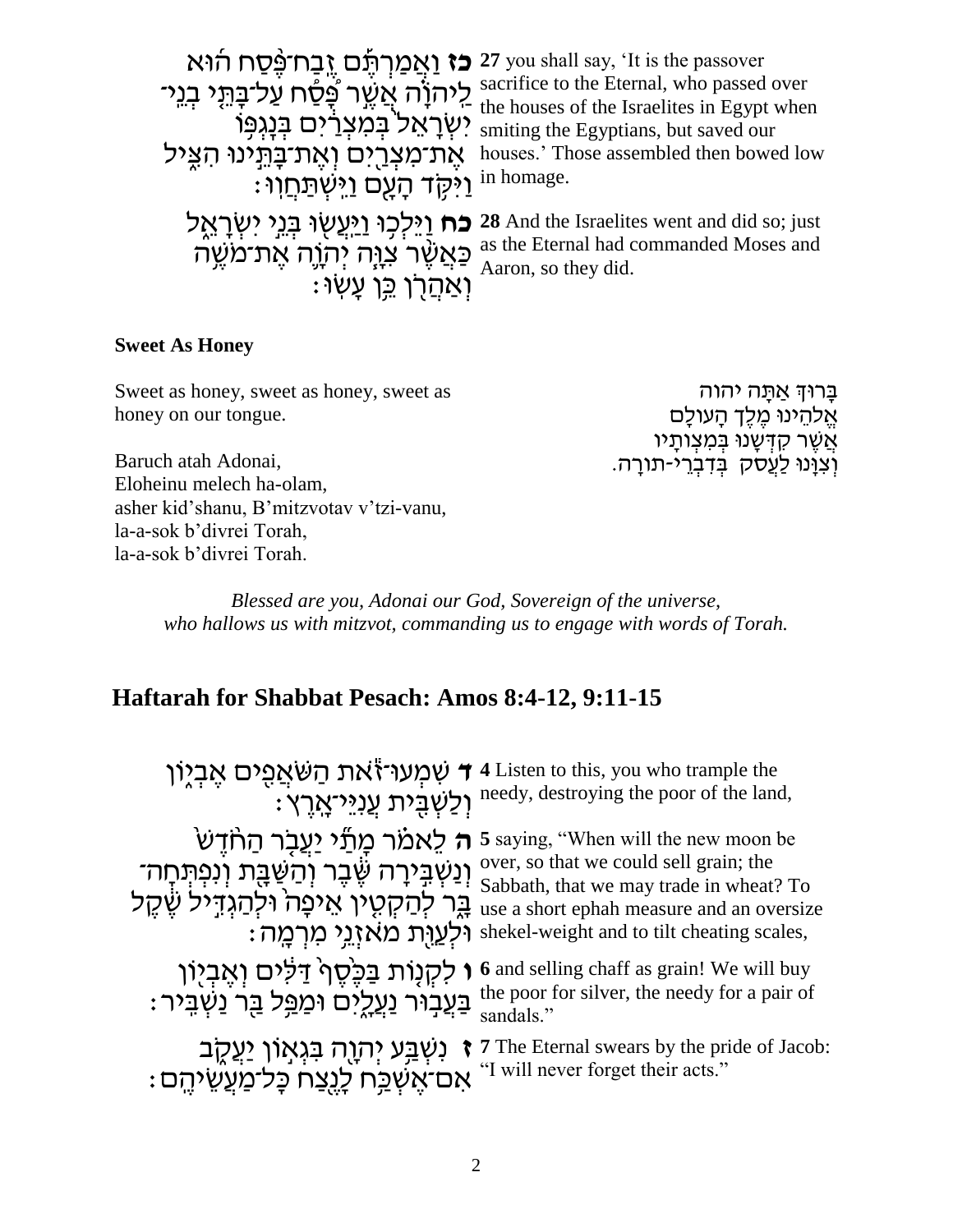**כז** וַאֲמַרְתֶּ֞ם זֶֽבַח־פֶּ֨סַח ה֜וּא לַֽיהֹוָ֗ה אֲשֶׁ֣ר פָּ֠סַח עַל־בָּתֵּ֤י בְנֵֽי־יִשְׂרָאֵל֙ בְּמִצְרַ֔יִם בְּנָגְפּ֥וֹ אֶת־מִצְרַ֖יִם וְאֶת־בָּתֵּ֣ינוּ הִצִּ֑יל וַיִּקֹּ֥ד הָעָ֖ם וַיִּֽשְׁתַּחֲוֽוּ׃

**27** you shall say, 'It is the passover sacrifice to the Eternal, who passed over the houses of the Israelites in Egypt when smiting the Egyptians, but saved our houses.' Those assembled then bowed low in homage.

**כח** וַיֵּלְכ֥וּ וַיַּעֲשׂ֖וּ בְּנֵ֣י יִשְׂרָאֵ֑ל כַּאֲשֶׁ֨ר צִוָּ֧ה יְהֹוָ֛ה אֶת־מֹשֶׁ֥ה וְאַהֲרֹ֖ן כֵּ֥ן עָשֽׂוּ׃

**28** And the Israelites went and did so; just as the Eternal had commanded Moses and Aaron, so they did.

**Sweet As Honey**

Sweet as honey, sweet as honey, sweet as honey on our tongue.

Baruch atah Adonai,
Eloheinu melech ha-olam,
asher kid'shanu, B'mitzvotav v'tzi-vanu,
la-a-sok b'divrei Torah,
la-a-sok b'divrei Torah.

בָּרוּךְ אַתָּה יהוה
אֱלֹהֵינוּ מֶלֶךְ הָעוֹלָם
אֲשֶׁר קִדְּשָׁנוּ בְּמִצְוֹתָיו
וְצִוָּנוּ לַעֲסֹק בְּדִבְרֵי-תורָה.

*Blessed are you, Adonai our God, Sovereign of the universe, who hallows us with mitzvot, commanding us to engage with words of Torah.*

## Haftarah for Shabbat Pesach: Amos 8:4-12, 9:11-15

**ד** שִׁמְעוּ־זֹ֕את הַשֹּׁאֲפִ֖ים אֶבְי֑וֹן וְלַשְׁבִּ֖ית עֲנִיֵּי־אָֽרֶץ׃

**4** Listen to this, you who trample the needy, destroying the poor of the land,

**ה** לֵאמֹ֗ר מָתַ֞י יַעֲבֹ֤ר הַחֹ֙דֶשׁ֙ וְנַשְׁבִּ֣ירָה שֶּׁ֔בֶר וְהַשַּׁבָּ֖ת וְנִפְתְּחָה־בָּ֑ר לְהַקְטִ֤ין אֵיפָה֙ וּלְהַגְדִּ֣יל שֶׁ֔קֶל וּלְעַוֵּ֖ת מֹאזְנֵ֥י מִרְמָֽה׃

**5** saying, "When will the new moon be over, so that we could sell grain; the Sabbath, that we may trade in wheat? To use a short ephah measure and an oversize shekel-weight and to tilt cheating scales,

**ו** לִקְנ֤וֹת בַּכֶּ֙סֶף֙ דַּלִּ֔ים וְאֶבְי֖וֹן בַּעֲב֣וּר נַעֲלָ֑יִם וּמַפַּ֥ל בַּ֖ר נַשְׁבִּֽיר׃

**6** and selling chaff as grain! We will buy the poor for silver, the needy for a pair of sandals."

**ז** נִשְׁבַּ֥ע יְהֹוָ֖ה בִּגְא֣וֹן יַעֲקֹ֑ב אִם־אֶשְׁכַּ֥ח לָנֶ֖צַח כׇּל־מַעֲשֵׂיהֶֽם׃

**7** The Eternal swears by the pride of Jacob: "I will never forget their acts."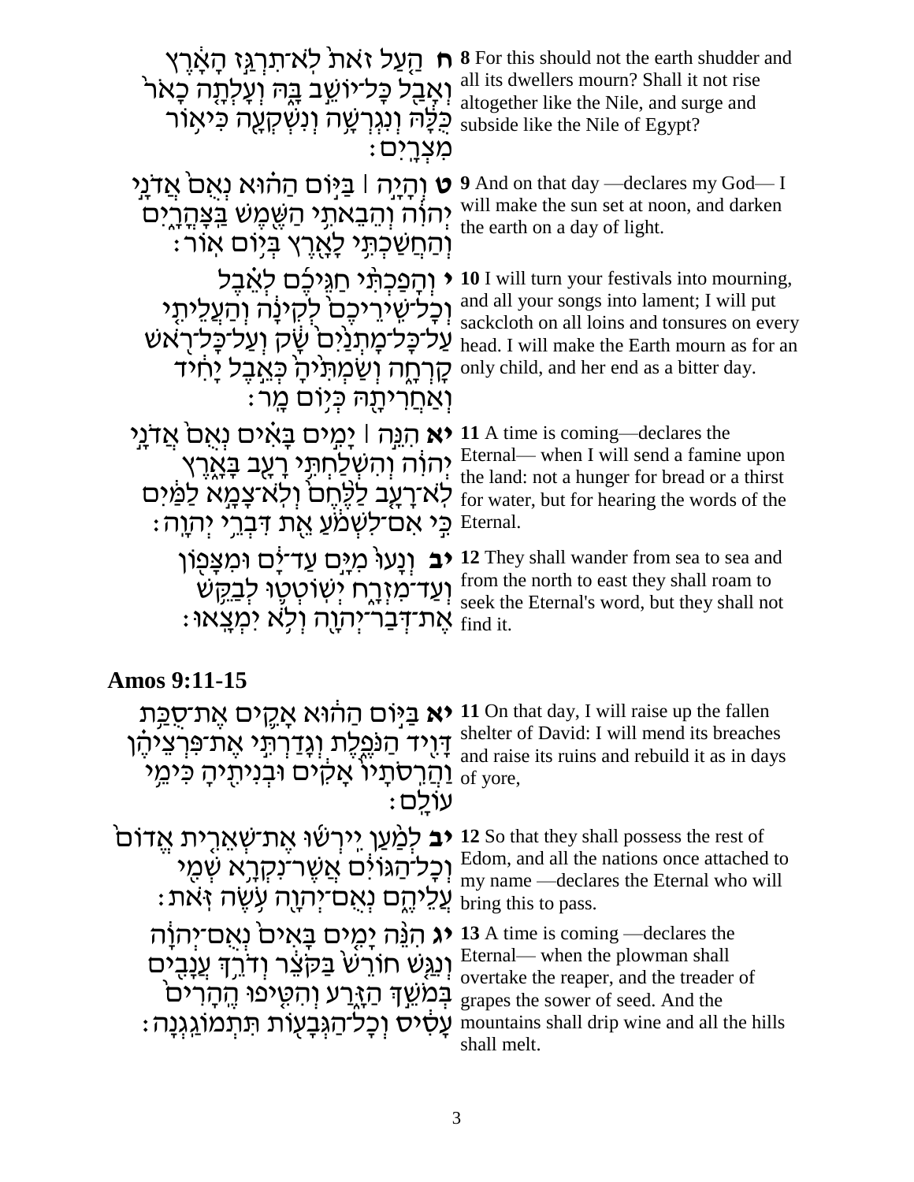| | |
|---|---|
| **ח** הַעַל זֹאת לֹא־תִרְגַּז הָאָרֶץ וְאָבַל כָּל־יוֹשֵׁב בָּהּ וְעָלְתָה כָאֹר כֻּלָּהּ וְנִגְרְשָׁה וְנִשְׁקְעָה כִּיאוֹר מִצְרָיִם׃ | **8** For this should not the earth shudder and all its dwellers mourn? Shall it not rise altogether like the Nile, and surge and subside like the Nile of Egypt? |
| **ט** וְהָיָה ׀ בַּיּוֹם הַהוּא נְאֻם אֲדֹנָי יְהוִה וְהֵבֵאתִי הַשֶּׁמֶשׁ בַּצָּהֳרָיִם וְהַחֲשַׁכְתִּי לָאָרֶץ בְּיוֹם אוֹר׃ | **9** And on that day —declares my God— I will make the sun set at noon, and darken the earth on a day of light. |
| **י** וְהָפַכְתִּי חַגֵּיכֶם לְאֵבֶל וְכָל־שִׁירֵיכֶם לְקִינָה וְהַעֲלֵיתִי עַל־כָּל־מָתְנַיִם שָׂק וְעַל־כָּל־רֹאשׁ קָרְחָה וְשַׂמְתִּיהָ כְּאֵבֶל יָחִיד וְאַחֲרִיתָהּ כְּיוֹם מָר׃ | **10** I will turn your festivals into mourning, and all your songs into lament; I will put sackcloth on all loins and tonsures on every head. I will make the Earth mourn as for an only child, and her end as a bitter day. |
| **יא** הִנֵּה ׀ יָמִים בָּאִים נְאֻם אֲדֹנָי יְהוִה וְהִשְׁלַחְתִּי רָעָב בָּאָרֶץ לֹא־רָעָב לַלֶּחֶם וְלֹא־צָמָא לַמַּיִם כִּי אִם־לִשְׁמֹעַ אֵת דִּבְרֵי יְהוָה׃ | **11** A time is coming—declares the Eternal— when I will send a famine upon the land: not a hunger for bread or a thirst for water, but for hearing the words of the Eternal. |
| **יב** וְנָעוּ מִיָּם עַד־יָם וּמִצָּפוֹן וְעַד־מִזְרָח יְשׁוֹטְטוּ לְבַקֵּשׁ אֶת־דְּבַר־יְהוָה וְלֹא יִמְצָאוּ׃ | **12** They shall wander from sea to sea and from the north to east they shall roam to seek the Eternal's word, but they shall not find it. |

## Amos 9:11-15

| | |
|---|---|
| **יא** בַּיּוֹם הַהוּא אָקִים אֶת־סֻכַּת דָּוִיד הַנֹּפֶלֶת וְגָדַרְתִּי אֶת־פִּרְצֵיהֶן וַהֲרִסֹתָיו אָקִים וּבְנִיתִיהָ כִּימֵי עוֹלָם׃ | **11** On that day, I will raise up the fallen shelter of David: I will mend its breaches and raise its ruins and rebuild it as in days of yore, |
| **יב** לְמַעַן יִירְשׁוּ אֶת־שְׁאֵרִית אֱדוֹם וְכָל־הַגּוֹיִם אֲשֶׁר־נִקְרָא שְׁמִי עֲלֵיהֶם נְאֻם־יְהוָה עֹשֶׂה זֹּאת׃ | **12** So that they shall possess the rest of Edom, and all the nations once attached to my name —declares the Eternal who will bring this to pass. |
| **יג** הִנֵּה יָמִים בָּאִים נְאֻם־יְהוָה וְנִגַּשׁ חוֹרֵשׁ בַּקֹּצֵר וְדֹרֵךְ עֲנָבִים בְּמֹשֵׁךְ הַזָּרַע וְהִטִּיפוּ הֶהָרִים עָסִיס וְכָל־הַגְּבָעוֹת תִּתְמוֹגַגְנָה׃ | **13** A time is coming —declares the Eternal— when the plowman shall overtake the reaper, and the treader of grapes the sower of seed. And the mountains shall drip wine and all the hills shall melt. |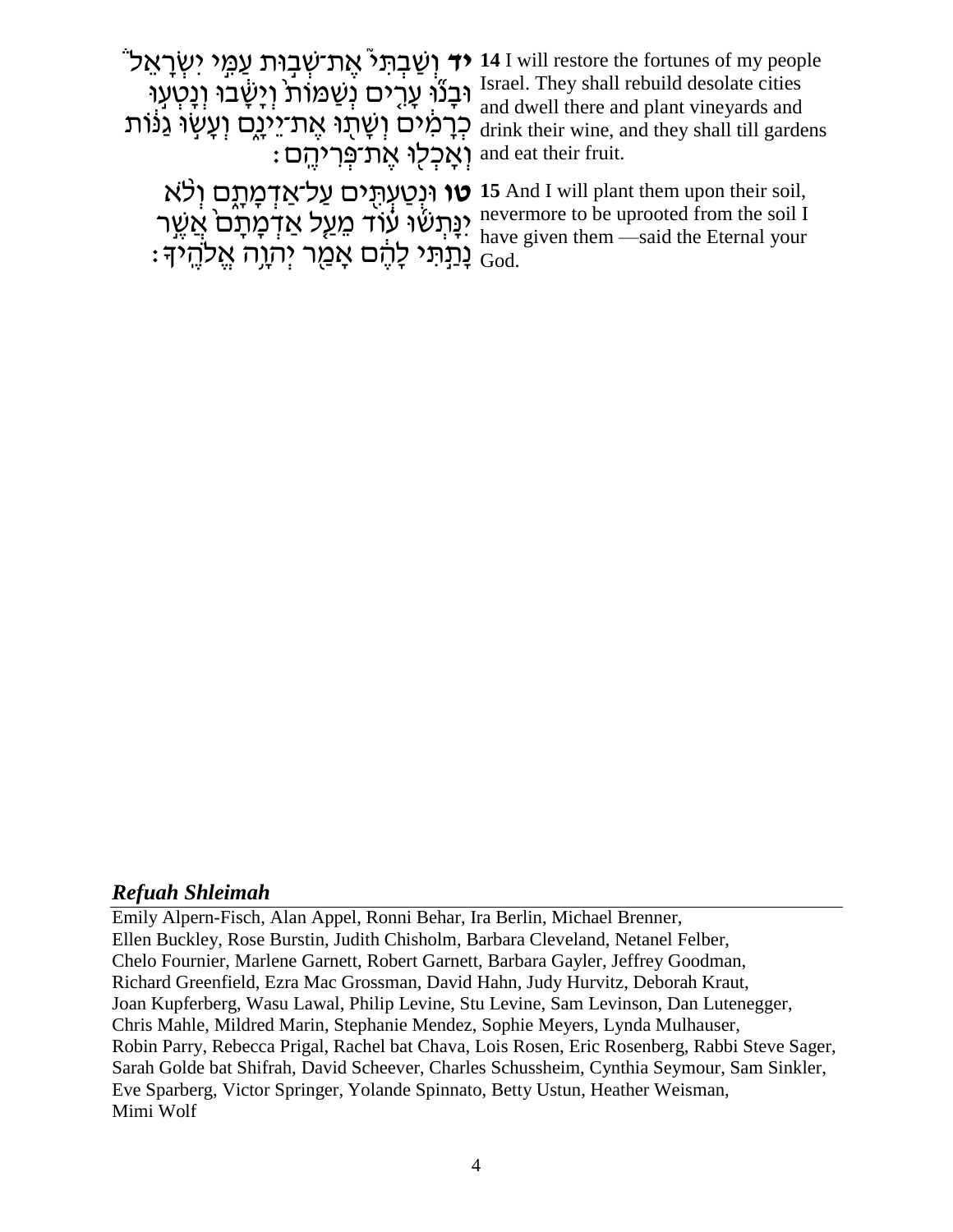**יד** וְשַׁבְתִּי֮ אֶת־שְׁב֣וּת עַמִּ֣י יִשְׂרָאֵל֒ וּבָנ֞וּ עָרִ֤ים נְשַׁמּוֹת֙ וְיָשָׁ֔בוּ וְנָטְע֣וּ כְרָמִ֔ים וְשָׁת֖וּ אֶת־יֵינָ֑ם וְעָשׂ֣וּ גַנּ֔וֹת וְאָכְל֖וּ אֶת־פְּרִיהֶֽם׃

**14** I will restore the fortunes of my people Israel. They shall rebuild desolate cities and dwell there and plant vineyards and drink their wine, and they shall till gardens and eat their fruit.

**טו** וּנְטַעְתִּ֖ים עַל־אַדְמָתָ֑ם וְלֹ֨א יִנָּתְשׁ֜וּ ע֗וֹד מֵעַ֤ל אַדְמָתָם֙ אֲשֶׁ֣ר נָתַ֣תִּי לָהֶ֔ם אָמַ֖ר יְהוָ֥ה אֱלֹהֶֽיךָ׃

**15** And I will plant them upon their soil, nevermore to be uprooted from the soil I have given them —said the Eternal your God.

## *Refuah Shleimah*

Emily Alpern-Fisch, Alan Appel, Ronni Behar, Ira Berlin, Michael Brenner, Ellen Buckley, Rose Burstin, Judith Chisholm, Barbara Cleveland, Netanel Felber, Chelo Fournier, Marlene Garnett, Robert Garnett, Barbara Gayler, Jeffrey Goodman, Richard Greenfield, Ezra Mac Grossman, David Hahn, Judy Hurvitz, Deborah Kraut, Joan Kupferberg, Wasu Lawal, Philip Levine, Stu Levine, Sam Levinson, Dan Lutenegger, Chris Mahle, Mildred Marin, Stephanie Mendez, Sophie Meyers, Lynda Mulhauser, Robin Parry, Rebecca Prigal, Rachel bat Chava, Lois Rosen, Eric Rosenberg, Rabbi Steve Sager, Sarah Golde bat Shifrah, David Scheever, Charles Schussheim, Cynthia Seymour, Sam Sinkler, Eve Sparberg, Victor Springer, Yolande Spinnato, Betty Ustun, Heather Weisman, Mimi Wolf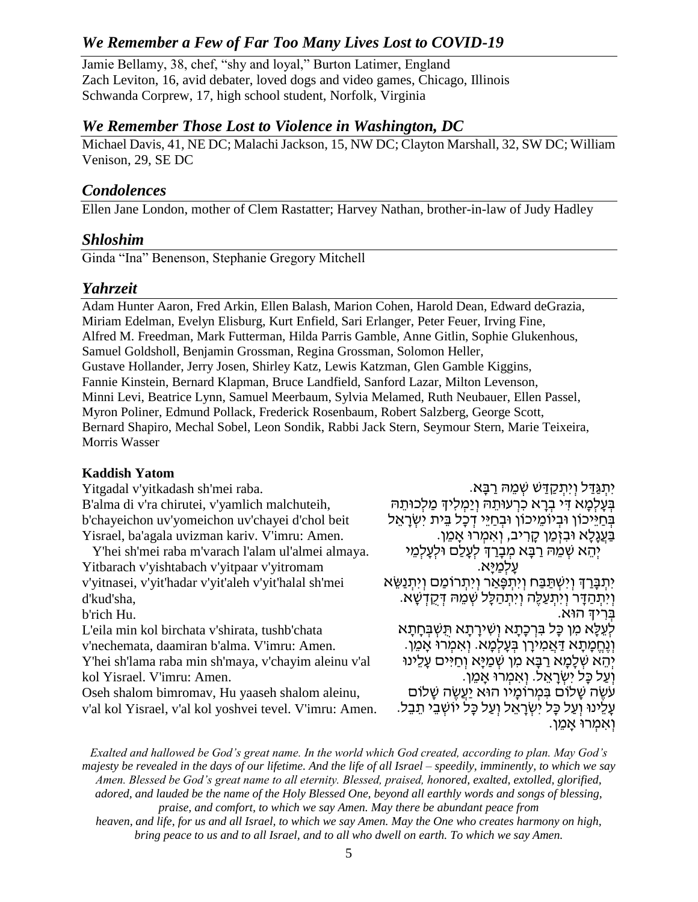## *We Remember a Few of Far Too Many Lives Lost to COVID-19*

Jamie Bellamy, 38, chef, "shy and loyal," Burton Latimer, England
Zach Leviton, 16, avid debater, loved dogs and video games, Chicago, Illinois
Schwanda Corprew, 17, high school student, Norfolk, Virginia

## *We Remember Those Lost to Violence in Washington, DC*

Michael Davis, 41, NE DC; Malachi Jackson, 15, NW DC; Clayton Marshall, 32, SW DC; William Venison, 29, SE DC

## *Condolences*

Ellen Jane London, mother of Clem Rastatter; Harvey Nathan, brother-in-law of Judy Hadley

## *Shloshim*

Ginda "Ina" Benenson, Stephanie Gregory Mitchell

## *Yahrzeit*

Adam Hunter Aaron, Fred Arkin, Ellen Balash, Marion Cohen, Harold Dean, Edward deGrazia, Miriam Edelman, Evelyn Elisburg, Kurt Enfield, Sari Erlanger, Peter Feuer, Irving Fine, Alfred M. Freedman, Mark Futterman, Hilda Parris Gamble, Anne Gitlin, Sophie Glukenhous, Samuel Goldsholl, Benjamin Grossman, Regina Grossman, Solomon Heller, Gustave Hollander, Jerry Josen, Shirley Katz, Lewis Katzman, Glen Gamble Kiggins, Fannie Kinstein, Bernard Klapman, Bruce Landfield, Sanford Lazar, Milton Levenson, Minni Levi, Beatrice Lynn, Samuel Meerbaum, Sylvia Melamed, Ruth Neubauer, Ellen Passel, Myron Poliner, Edmund Pollack, Frederick Rosenbaum, Robert Salzberg, George Scott, Bernard Shapiro, Mechal Sobel, Leon Sondik, Rabbi Jack Stern, Seymour Stern, Marie Teixeira, Morris Wasser

**Kaddish Yatom**

Yitgadal v'yitkadash sh'mei raba.
B'alma di v'ra chirutei, v'yamlich malchuteih, b'chayeichon uv'yomeichon uv'chayei d'chol beit Yisrael, ba'agala uvizman kariv. V'imru: Amen.
Y'hei sh'mei raba m'varach l'alam ul'almei almaya.
Yitbarach v'yishtabach v'yitpaar v'yitromam v'yitnasei, v'yit'hadar v'yit'aleh v'yit'halal sh'mei d'kud'sha,
b'rich Hu.
L'eila min kol birchata v'shirata, tushb'chata v'nechemata, daamiran b'alma. V'imru: Amen.
Y'hei sh'lama raba min sh'maya, v'chayim aleinu v'al kol Yisrael. V'imru: Amen.
Oseh shalom bimromav, Hu yaaseh shalom aleinu, v'al kol Yisrael, v'al kol yoshvei tevel. V'imru: Amen.

יִתְגַּדַּל וְיִתְקַדַּשׁ שְׁמֵהּ רַבָּא.
בְּעָלְמָא דִּי בְרָא כִרְעוּתֵהּ וְיַמְלִיךְ מַלְכוּתֵהּ בְּחַיֵּיכוֹן וּבְיוֹמֵיכוֹן וּבְחַיֵּי דְכָל בֵּית יִשְׂרָאֵל בַּעֲגָלָא וּבִזְמַן קָרִיב, וְאִמְרוּ אָמֵן.
יְהֵא שְׁמֵהּ רַבָּא מְבָרַךְ לְעָלַם וּלְעָלְמֵי עָלְמַיָּא.
יִתְבָּרַךְ וְיִשְׁתַּבַּח וְיִתְפָּאַר וְיִתְרוֹמַם וְיִתְנַשֵּׂא וְיִתְהַדָּר וְיִתְעַלֶּה וְיִתְהַלָּל שְׁמֵהּ דְּקֻדְשָׁא.
בְּרִיךְ הוּא.
לְעֵלָּא מִן כָּל בִּרְכָתָא וְשִׁירָתָא תֻּשְׁבְּחָתָא וְנֶחֱמָתָא דַּאֲמִירָן בְּעָלְמָא. וְאִמְרוּ אָמֵן.
יְהֵא שְׁלָמָא רַבָּא מִן שְׁמַיָּא וְחַיִּים עָלֵינוּ וְעַל כָּל יִשְׂרָאֵל. וְאִמְרוּ אָמֵן.
עֹשֶׂה שָׁלוֹם בִּמְרוֹמָיו הוּא יַעֲשֶׂה שָׁלוֹם עָלֵינוּ וְעַל כָּל יִשְׂרָאֵל וְעַל כָּל יוֹשְׁבֵי תֵבֵל. וְאִמְרוּ אָמֵן.

*Exalted and hallowed be God's great name. In the world which God created, according to plan. May God's majesty be revealed in the days of our lifetime. And the life of all Israel – speedily, imminently, to which we say Amen. Blessed be God's great name to all eternity. Blessed, praised, honored, exalted, extolled, glorified, adored, and lauded be the name of the Holy Blessed One, beyond all earthly words and songs of blessing, praise, and comfort, to which we say Amen. May there be abundant peace from heaven, and life, for us and all Israel, to which we say Amen. May the One who creates harmony on high, bring peace to us and to all Israel, and to all who dwell on earth. To which we say Amen.*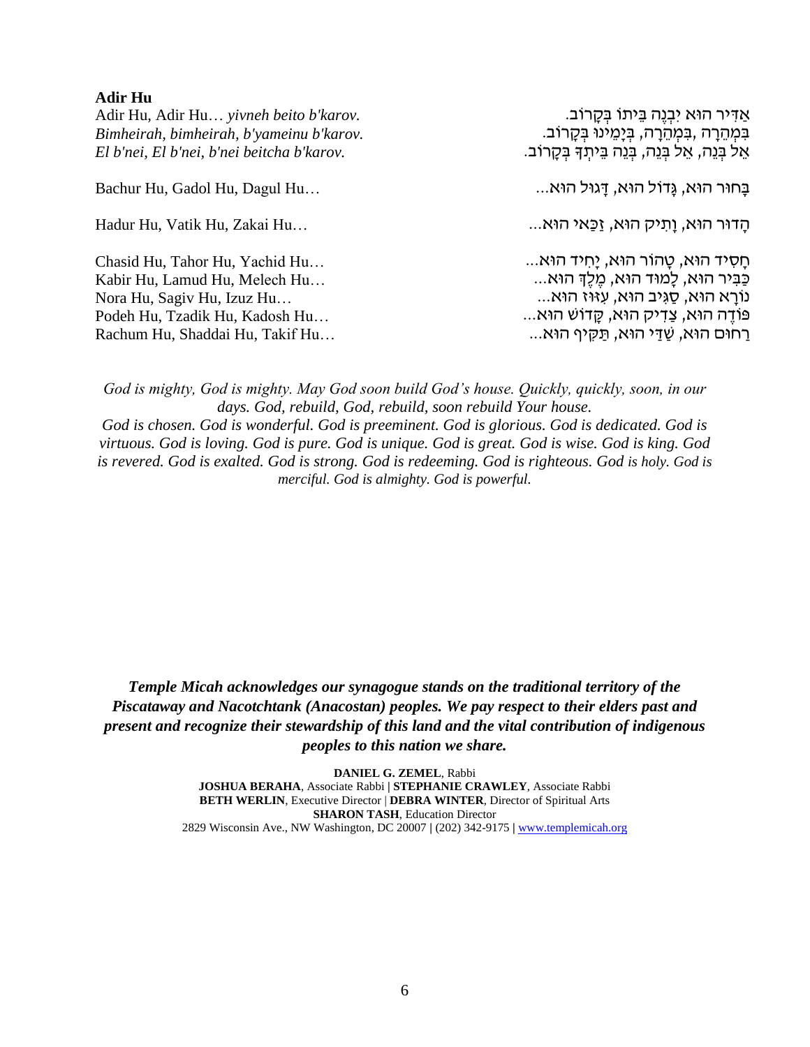**Adir Hu**

Adir Hu, Adir Hu… *yivneh beito b'karov.*
*Bimheirah, bimheirah, b'yameinu b'karov.*
*El b'nei, El b'nei, b'nei beitcha b'karov.*

אַדִּיר הוּא יִבְנֶה בֵּיתוֹ בְּקָרוֹב.
בִּמְהֵרָה ,בִּמְהֵרָה, בְּיָמֵינוּ בְּקָרוֹב.
אֵל בְּנֵה, אֵל בְּנֵה, בְּנֵה בֵּיתְךָ בְּקָרוֹב.

Bachur Hu, Gadol Hu, Dagul Hu…

בָּחוּר הוּא, גָּדוֹל הוּא, דָּגוּל הוּא...

Hadur Hu, Vatik Hu, Zakai Hu…

הָדוּר הוּא, וָתִיק הוּא, זַכַּאי הוּא...

Chasid Hu, Tahor Hu, Yachid Hu…
Kabir Hu, Lamud Hu, Melech Hu…
Nora Hu, Sagiv Hu, Izuz Hu…
Podeh Hu, Tzadik Hu, Kadosh Hu…
Rachum Hu, Shaddai Hu, Takif Hu…

חָסִיד הוּא, טָהוֹר הוּא, יָחִיד הוּא...
כַּבִּיר הוּא, לָמוּד הוּא, מֶלֶךְ הוּא...
נוֹרָא הוּא, סַגִּיב הוּא, עִזּוּז הוּא...
פּוֹדֶה הוּא, צַדִּיק הוּא, קָדוֹשׁ הוּא...
רַחוּם הוּא, שַׁדַּי הוּא, תַּקִּיף הוּא...

*God is mighty, God is mighty. May God soon build God's house. Quickly, quickly, soon, in our days. God, rebuild, God, rebuild, soon rebuild Your house.*
*God is chosen. God is wonderful. God is preeminent. God is glorious. God is dedicated. God is virtuous. God is loving. God is pure. God is unique. God is great. God is wise. God is king. God is revered. God is exalted. God is strong. God is redeeming. God is righteous. God is holy. God is merciful. God is almighty. God is powerful.*

***Temple Micah acknowledges our synagogue stands on the traditional territory of the Piscataway and Nacotchtank (Anacostan) peoples. We pay respect to their elders past and present and recognize their stewardship of this land and the vital contribution of indigenous peoples to this nation we share.***

**DANIEL G. ZEMEL**, Rabbi
**JOSHUA BERAHA**, Associate Rabbi | **STEPHANIE CRAWLEY**, Associate Rabbi
**BETH WERLIN**, Executive Director | **DEBRA WINTER**, Director of Spiritual Arts
**SHARON TASH**, Education Director
2829 Wisconsin Ave., NW Washington, DC 20007 | (202) 342-9175 | www.templemicah.org